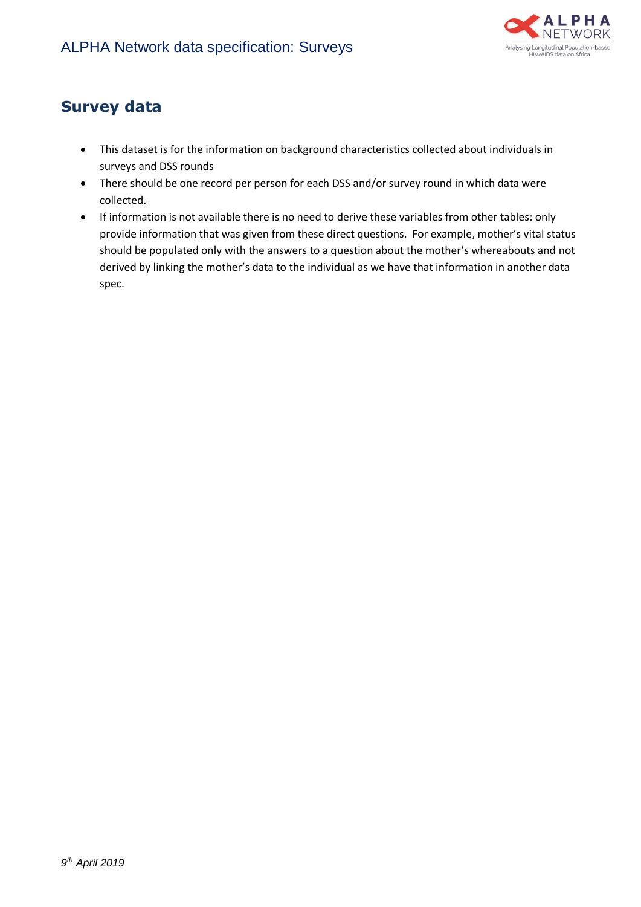# ALPHA Network data specification: Surveys

## Survey data

- This dataset is for the information on background characteristics collected about individuals in surveys and DSS rounds
- There should be one record per person for each DSS and/or survey round in which data were collected.
- If information is not available there is no need to derive these variables from other tables: only provide information that was given from these direct questions. For example, mother's vital status should be populated only with the answers to a question about the mother's whereabouts and not derived by linking the mother's data to the individual as we have that information in another data spec.

*9th April 2019*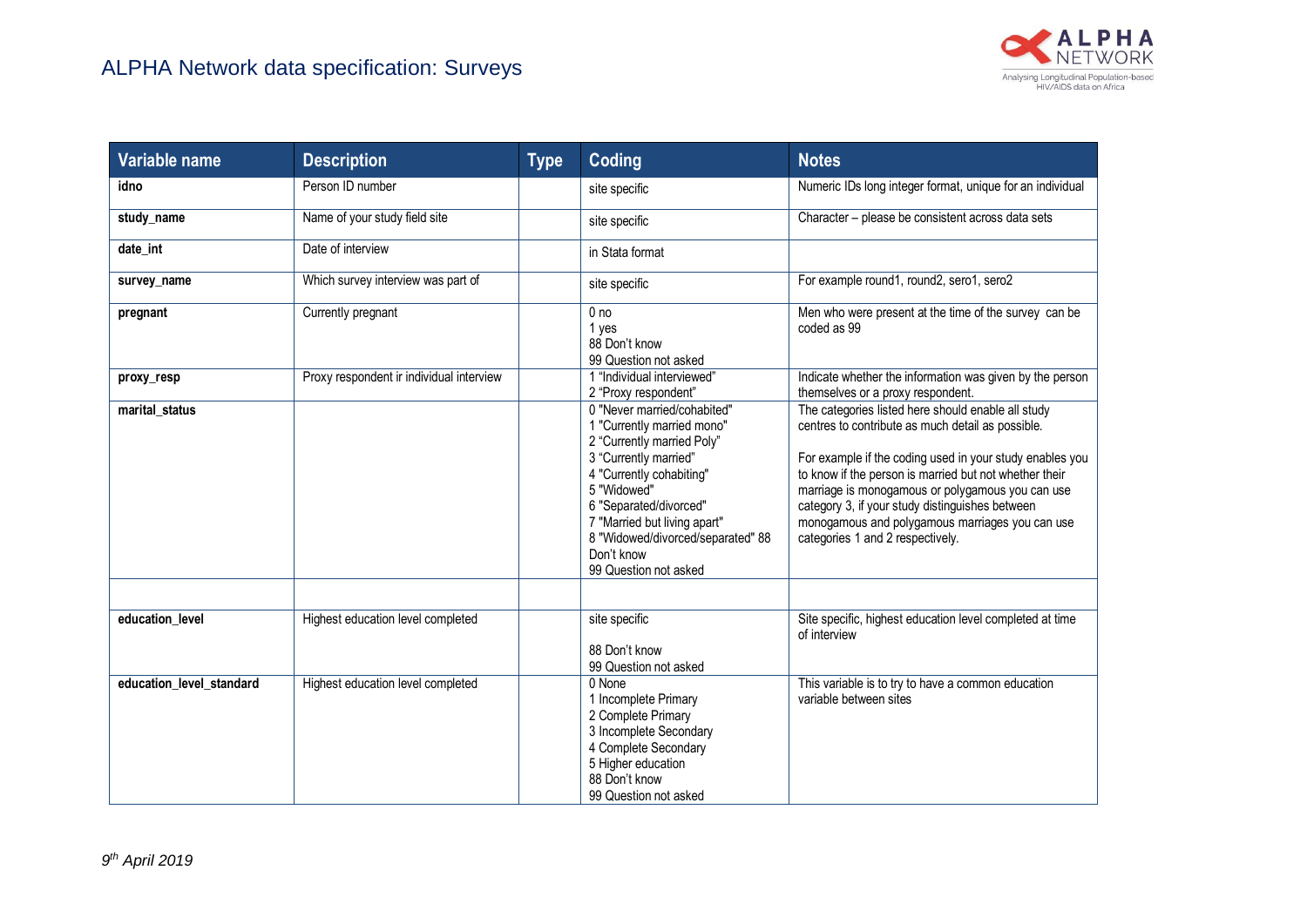| Variable name | Description | Type | Coding | Notes |
|---|---|---|---|---|
| **idno** | Person ID number | | site specific | Numeric IDs long integer format, unique for an individual |
| **study_name** | Name of your study field site | | site specific | Character – please be consistent across data sets |
| **date_int** | Date of interview | | in Stata format | |
| **survey_name** | Which survey interview was part of | | site specific | For example round1, round2, sero1, sero2 |
| **pregnant** | Currently pregnant | | 0 no<br>1 yes<br>88 Don't know<br>99 Question not asked | Men who were present at the time of the survey can be coded as 99 |
| **proxy_resp** | Proxy respondent ir individual interview | | 1 "Individual interviewed"<br>2 "Proxy respondent" | Indicate whether the information was given by the person themselves or a proxy respondent. |
| **marital_status** | | | 0 "Never married/cohabited"<br>1 "Currently married mono"<br>2 "Currently married Poly"<br>3 "Currently married"<br>4 "Currently cohabiting"<br>5 "Widowed"<br>6 "Separated/divorced"<br>7 "Married but living apart"<br>8 "Widowed/divorced/separated" 88 Don't know<br>99 Question not asked | The categories listed here should enable all study centres to contribute as much detail as possible.<br><br>For example if the coding used in your study enables you to know if the person is married but not whether their marriage is monogamous or polygamous you can use category 3, if your study distinguishes between monogamous and polygamous marriages you can use categories 1 and 2 respectively. |
| | | | | |
| **education_level** | Highest education level completed | | site specific<br><br>88 Don't know<br>99 Question not asked | Site specific, highest education level completed at time of interview |
| **education_level_standard** | Highest education level completed | | 0 None<br>1 Incomplete Primary<br>2 Complete Primary<br>3 Incomplete Secondary<br>4 Complete Secondary<br>5 Higher education<br>88 Don't know<br>99 Question not asked | This variable is to try to have a common education variable between sites |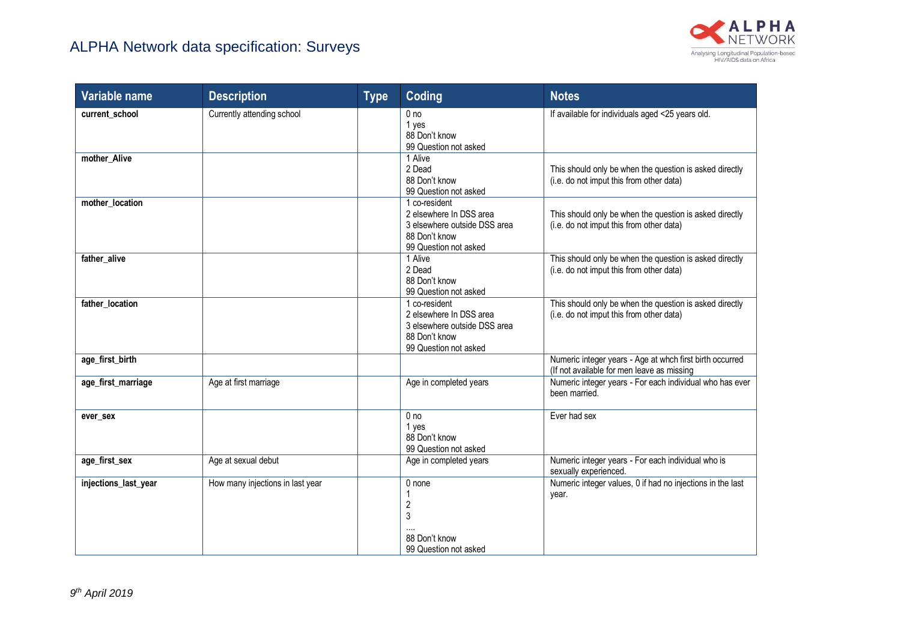| Variable name | Description | Type | Coding | Notes |
|---|---|---|---|---|
| **current_school** | Currently attending school | | 0 no<br>1 yes<br>88 Don't know<br>99 Question not asked | If available for individuals aged <25 years old. |
| **mother_Alive** | | | 1 Alive<br>2 Dead<br>88 Don't know<br>99 Question not asked | This should only be when the question is asked directly (i.e. do not imput this from other data) |
| **mother_location** | | | 1 co-resident<br>2 elsewhere In DSS area<br>3 elsewhere outside DSS area<br>88 Don't know<br>99 Question not asked | This should only be when the question is asked directly (i.e. do not imput this from other data) |
| **father_alive** | | | 1 Alive<br>2 Dead<br>88 Don't know<br>99 Question not asked | This should only be when the question is asked directly (i.e. do not imput this from other data) |
| **father_location** | | | 1 co-resident<br>2 elsewhere In DSS area<br>3 elsewhere outside DSS area<br>88 Don't know<br>99 Question not asked | This should only be when the question is asked directly (i.e. do not imput this from other data) |
| **age_first_birth** | | | | Numeric integer years - Age at whch first birth occurred (If not available for men leave as missing |
| **age_first_marriage** | Age at first marriage | | Age in completed years | Numeric integer years - For each individual who has ever been married. |
| **ever_sex** | | | 0 no<br>1 yes<br>88 Don't know<br>99 Question not asked | Ever had sex |
| **age_first_sex** | Age at sexual debut | | Age in completed years | Numeric integer years - For each individual who is sexually experienced. |
| **injections_last_year** | How many injections in last year | | 0 none<br>1<br>2<br>3<br>....<br>88 Don't know<br>99 Question not asked | Numeric integer values, 0 if had no injections in the last year. |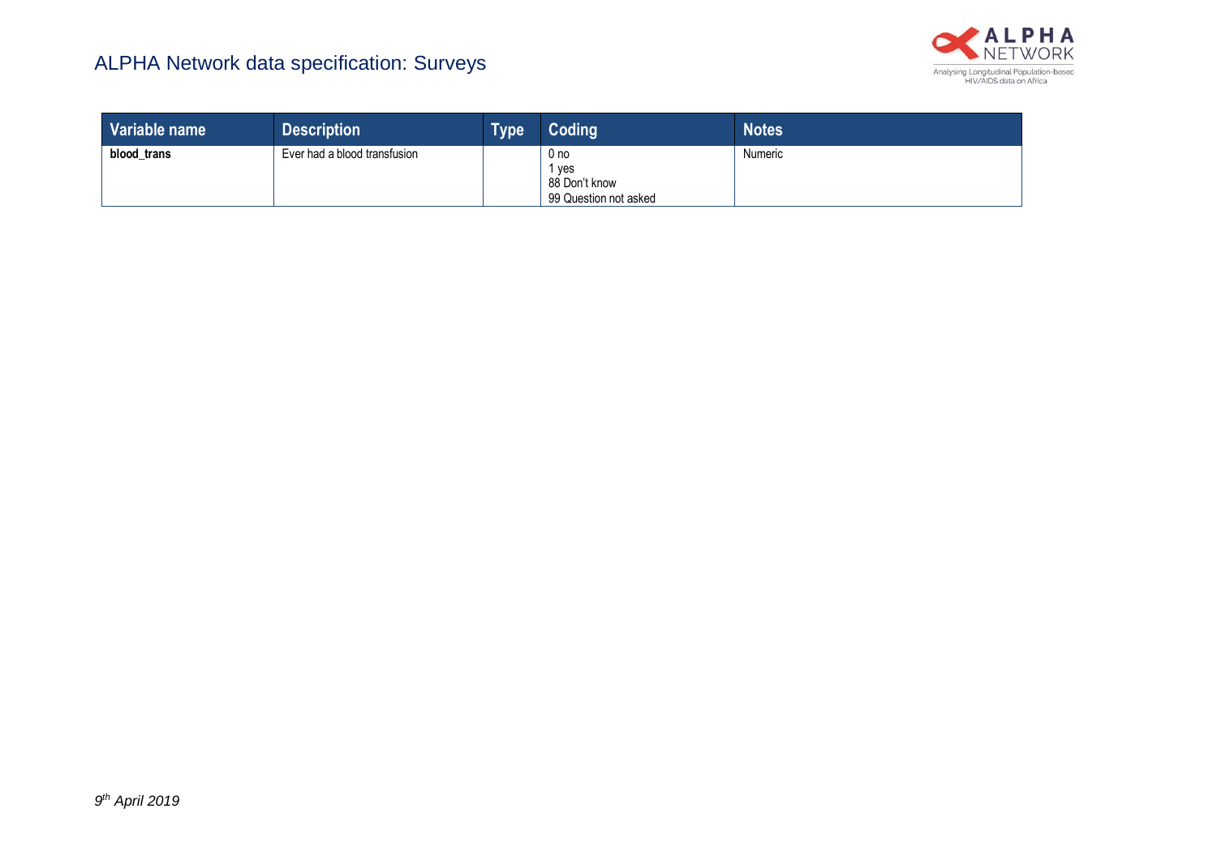| Variable name | Description | Type | Coding | Notes |
|---|---|---|---|---|
| **blood_trans** | Ever had a blood transfusion | | 0 no<br>1 yes<br>88 Don't know<br>99 Question not asked | Numeric |